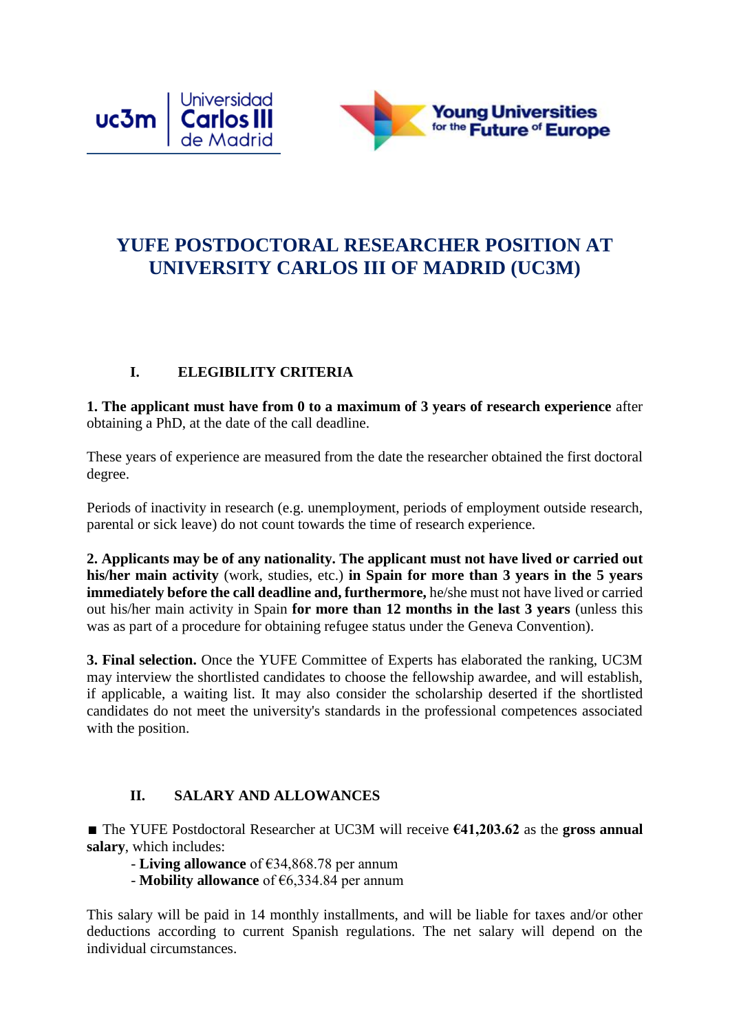# YUFE POSTDOCTORAL RESEARCHER POSITION AT UNIVERSITY CARLOS III OF MADRID (UC3M)

## I. ELEGIBILITY CRITERIA

**1. The applicant must have from 0 to a maximum of 3 years of research experience** after obtaining a PhD, at the date of the call deadline.

These years of experience are measured from the date the researcher obtained the first doctoral degree.

Periods of inactivity in research (e.g. unemployment, periods of employment outside research, parental or sick leave) do not count towards the time of research experience.

**2. Applicants may be of any nationality. The applicant must not have lived or carried out his/her main activity** (work, studies, etc.) **in Spain for more than 3 years in the 5 years immediately before the call deadline and, furthermore,** he/she must not have lived or carried out his/her main activity in Spain **for more than 12 months in the last 3 years** (unless this was as part of a procedure for obtaining refugee status under the Geneva Convention).

**3. Final selection.** Once the YUFE Committee of Experts has elaborated the ranking, UC3M may interview the shortlisted candidates to choose the fellowship awardee, and will establish, if applicable, a waiting list. It may also consider the scholarship deserted if the shortlisted candidates do not meet the university's standards in the professional competences associated with the position.

## II. SALARY AND ALLOWANCES

■ The YUFE Postdoctoral Researcher at UC3M will receive **€41,203.62** as the **gross annual salary**, which includes:

- **Living allowance** of €34,868.78 per annum
- **Mobility allowance** of €6,334.84 per annum

This salary will be paid in 14 monthly installments, and will be liable for taxes and/or other deductions according to current Spanish regulations. The net salary will depend on the individual circumstances.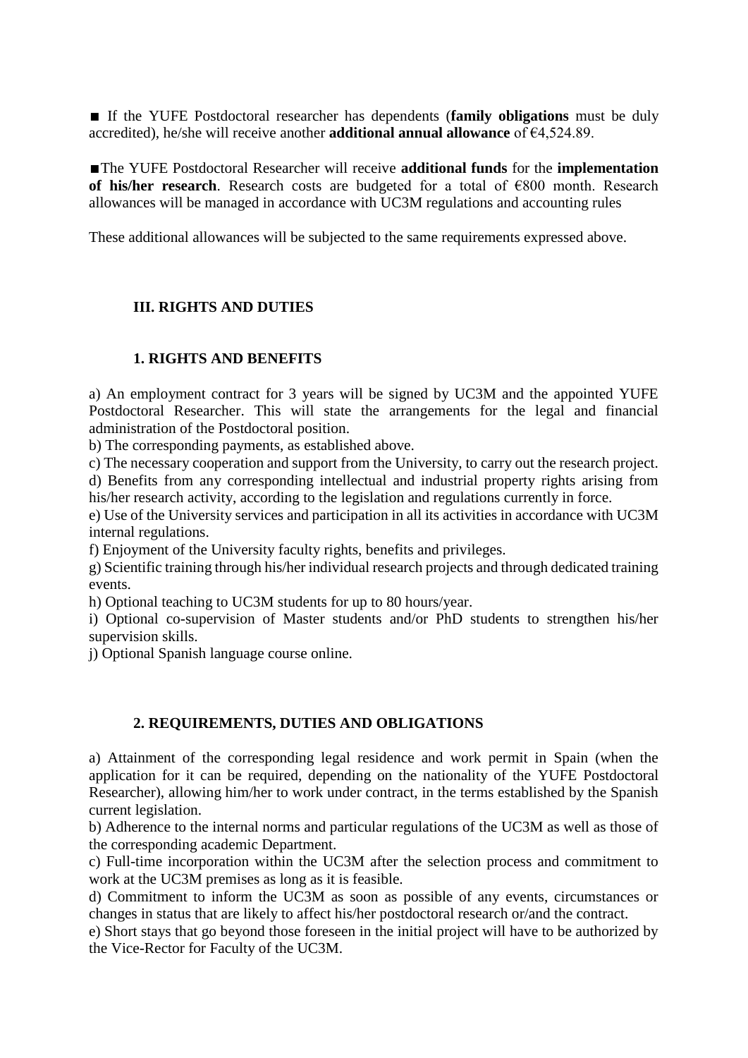■ If the YUFE Postdoctoral researcher has dependents (**family obligations** must be duly accredited), he/she will receive another **additional annual allowance** of €4,524.89.

■The YUFE Postdoctoral Researcher will receive **additional funds** for the **implementation of his/her research**. Research costs are budgeted for a total of €800 month. Research allowances will be managed in accordance with UC3M regulations and accounting rules

These additional allowances will be subjected to the same requirements expressed above.

## III. RIGHTS AND DUTIES

### 1. RIGHTS AND BENEFITS

a) An employment contract for 3 years will be signed by UC3M and the appointed YUFE Postdoctoral Researcher. This will state the arrangements for the legal and financial administration of the Postdoctoral position.
b) The corresponding payments, as established above.
c) The necessary cooperation and support from the University, to carry out the research project.
d) Benefits from any corresponding intellectual and industrial property rights arising from his/her research activity, according to the legislation and regulations currently in force.
e) Use of the University services and participation in all its activities in accordance with UC3M internal regulations.
f) Enjoyment of the University faculty rights, benefits and privileges.
g) Scientific training through his/her individual research projects and through dedicated training events.
h) Optional teaching to UC3M students for up to 80 hours/year.
i) Optional co-supervision of Master students and/or PhD students to strengthen his/her supervision skills.
j) Optional Spanish language course online.

### 2. REQUIREMENTS, DUTIES AND OBLIGATIONS

a) Attainment of the corresponding legal residence and work permit in Spain (when the application for it can be required, depending on the nationality of the YUFE Postdoctoral Researcher), allowing him/her to work under contract, in the terms established by the Spanish current legislation.
b) Adherence to the internal norms and particular regulations of the UC3M as well as those of the corresponding academic Department.
c) Full-time incorporation within the UC3M after the selection process and commitment to work at the UC3M premises as long as it is feasible.
d) Commitment to inform the UC3M as soon as possible of any events, circumstances or changes in status that are likely to affect his/her postdoctoral research or/and the contract.
e) Short stays that go beyond those foreseen in the initial project will have to be authorized by the Vice-Rector for Faculty of the UC3M.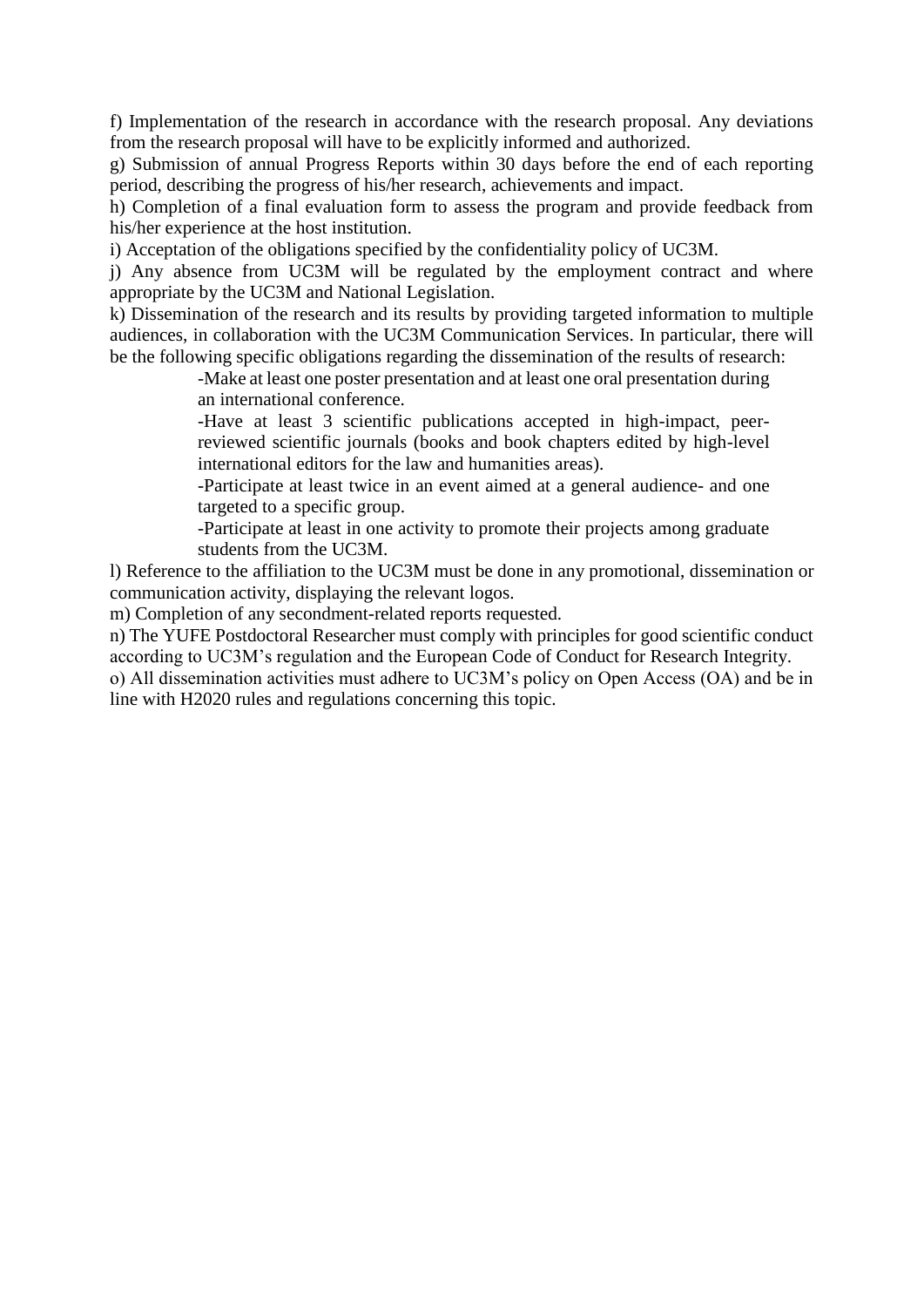f) Implementation of the research in accordance with the research proposal. Any deviations from the research proposal will have to be explicitly informed and authorized.

g) Submission of annual Progress Reports within 30 days before the end of each reporting period, describing the progress of his/her research, achievements and impact.

h) Completion of a final evaluation form to assess the program and provide feedback from his/her experience at the host institution.

i) Acceptation of the obligations specified by the confidentiality policy of UC3M.

j) Any absence from UC3M will be regulated by the employment contract and where appropriate by the UC3M and National Legislation.

k) Dissemination of the research and its results by providing targeted information to multiple audiences, in collaboration with the UC3M Communication Services. In particular, there will be the following specific obligations regarding the dissemination of the results of research:

> -Make at least one poster presentation and at least one oral presentation during an international conference.
>
> -Have at least 3 scientific publications accepted in high-impact, peer-reviewed scientific journals (books and book chapters edited by high-level international editors for the law and humanities areas).
>
> -Participate at least twice in an event aimed at a general audience- and one targeted to a specific group.
>
> -Participate at least in one activity to promote their projects among graduate students from the UC3M.

l) Reference to the affiliation to the UC3M must be done in any promotional, dissemination or communication activity, displaying the relevant logos.

m) Completion of any secondment-related reports requested.

n) The YUFE Postdoctoral Researcher must comply with principles for good scientific conduct according to UC3M's regulation and the European Code of Conduct for Research Integrity.

o) All dissemination activities must adhere to UC3M's policy on Open Access (OA) and be in line with H2020 rules and regulations concerning this topic.